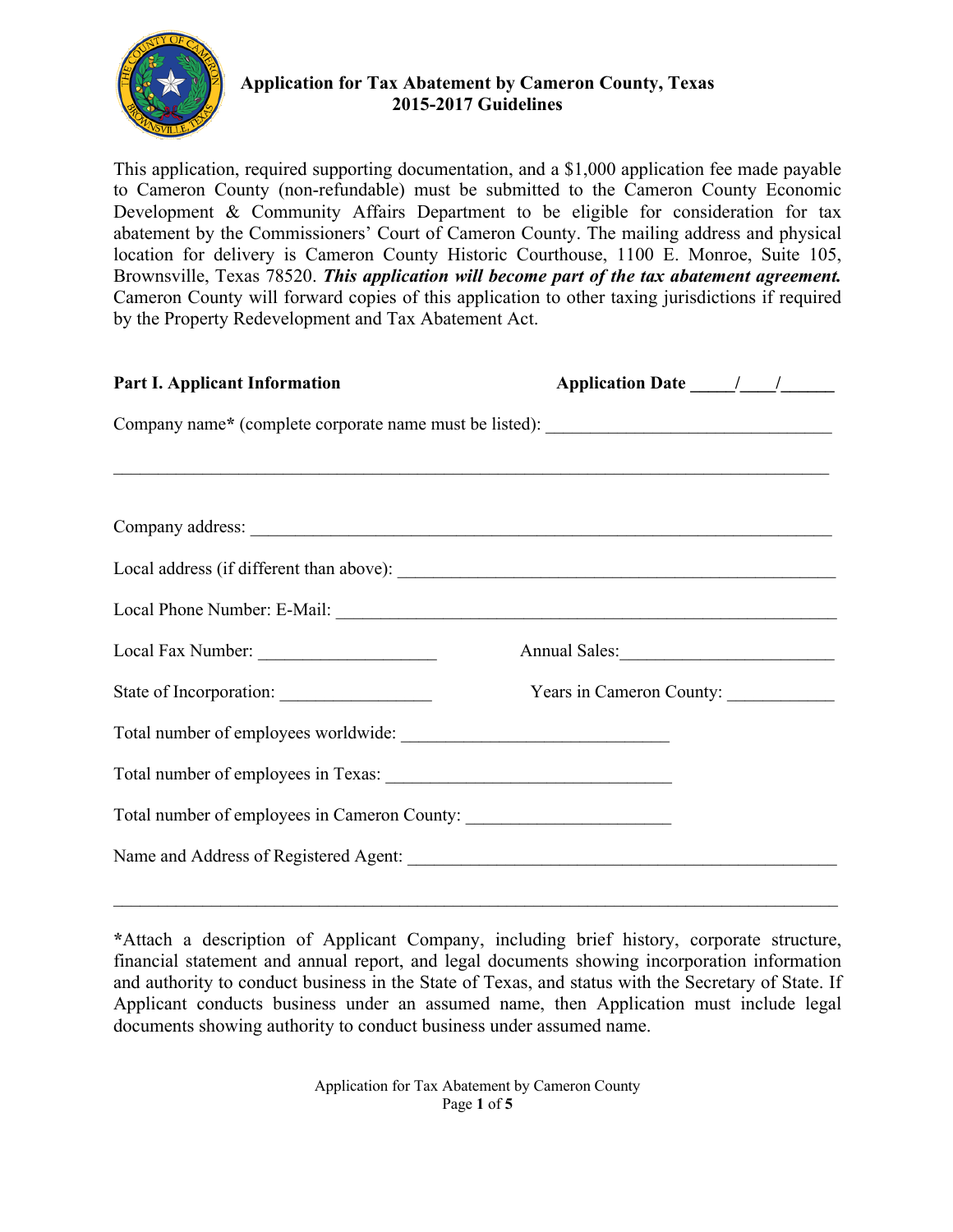# Application for Tax Abatement by Cameron County, Texas
## 2015-2017 Guidelines

This application, required supporting documentation, and a $1,000 application fee made payable to Cameron County (non-refundable) must be submitted to the Cameron County Economic Development & Community Affairs Department to be eligible for consideration for tax abatement by the Commissioners' Court of Cameron County. The mailing address and physical location for delivery is Cameron County Historic Courthouse, 1100 E. Monroe, Suite 105, Brownsville, Texas 78520. ***This application will become part of the tax abatement agreement.*** Cameron County will forward copies of this application to other taxing jurisdictions if required by the Property Redevelopment and Tax Abatement Act.

**Part I. Applicant Information** **Application Date \_\_\_\_\_/\_\_\_\_/\_\_\_\_\_\_**

Company name**\*** (complete corporate name must be listed): \_\_\_\_\_\_\_\_\_\_\_\_\_\_\_\_\_\_\_\_\_\_\_\_\_\_\_\_\_\_\_\_

\_\_\_\_\_\_\_\_\_\_\_\_\_\_\_\_\_\_\_\_\_\_\_\_\_\_\_\_\_\_\_\_\_\_\_\_\_\_\_\_\_\_\_\_\_\_\_\_\_\_\_\_\_\_\_\_\_\_\_\_\_\_\_\_\_\_\_\_\_\_\_\_\_\_\_\_\_\_

Company address: \_\_\_\_\_\_\_\_\_\_\_\_\_\_\_\_\_\_\_\_\_\_\_\_\_\_\_\_\_\_\_\_\_\_\_\_\_\_\_\_\_\_\_\_\_\_\_\_\_\_\_\_\_\_\_\_\_\_\_\_\_\_

Local address (if different than above): \_\_\_\_\_\_\_\_\_\_\_\_\_\_\_\_\_\_\_\_\_\_\_\_\_\_\_\_\_\_\_\_\_\_\_\_\_\_\_\_\_\_\_\_\_\_\_

Local Phone Number: E-Mail: \_\_\_\_\_\_\_\_\_\_\_\_\_\_\_\_\_\_\_\_\_\_\_\_\_\_\_\_\_\_\_\_\_\_\_\_\_\_\_\_\_\_\_\_\_\_\_\_\_\_\_\_\_

Local Fax Number: \_\_\_\_\_\_\_\_\_\_\_\_\_\_\_\_\_\_\_\_ Annual Sales:\_\_\_\_\_\_\_\_\_\_\_\_\_\_\_\_\_\_\_\_\_\_\_\_

State of Incorporation: \_\_\_\_\_\_\_\_\_\_\_\_\_\_\_\_\_ Years in Cameron County: \_\_\_\_\_\_\_\_\_\_\_\_

Total number of employees worldwide: \_\_\_\_\_\_\_\_\_\_\_\_\_\_\_\_\_\_\_\_\_\_\_\_\_\_\_\_\_\_

Total number of employees in Texas: \_\_\_\_\_\_\_\_\_\_\_\_\_\_\_\_\_\_\_\_\_\_\_\_\_\_\_\_\_\_\_\_

Total number of employees in Cameron County: \_\_\_\_\_\_\_\_\_\_\_\_\_\_\_\_\_\_\_\_\_\_\_

Name and Address of Registered Agent: \_\_\_\_\_\_\_\_\_\_\_\_\_\_\_\_\_\_\_\_\_\_\_\_\_\_\_\_\_\_\_\_\_\_\_\_\_\_\_\_\_\_\_\_\_\_\_

\_\_\_\_\_\_\_\_\_\_\_\_\_\_\_\_\_\_\_\_\_\_\_\_\_\_\_\_\_\_\_\_\_\_\_\_\_\_\_\_\_\_\_\_\_\_\_\_\_\_\_\_\_\_\_\_\_\_\_\_\_\_\_\_\_\_\_\_\_\_\_\_\_\_\_\_\_\_

**\***Attach a description of Applicant Company, including brief history, corporate structure, financial statement and annual report, and legal documents showing incorporation information and authority to conduct business in the State of Texas, and status with the Secretary of State. If Applicant conducts business under an assumed name, then Application must include legal documents showing authority to conduct business under assumed name.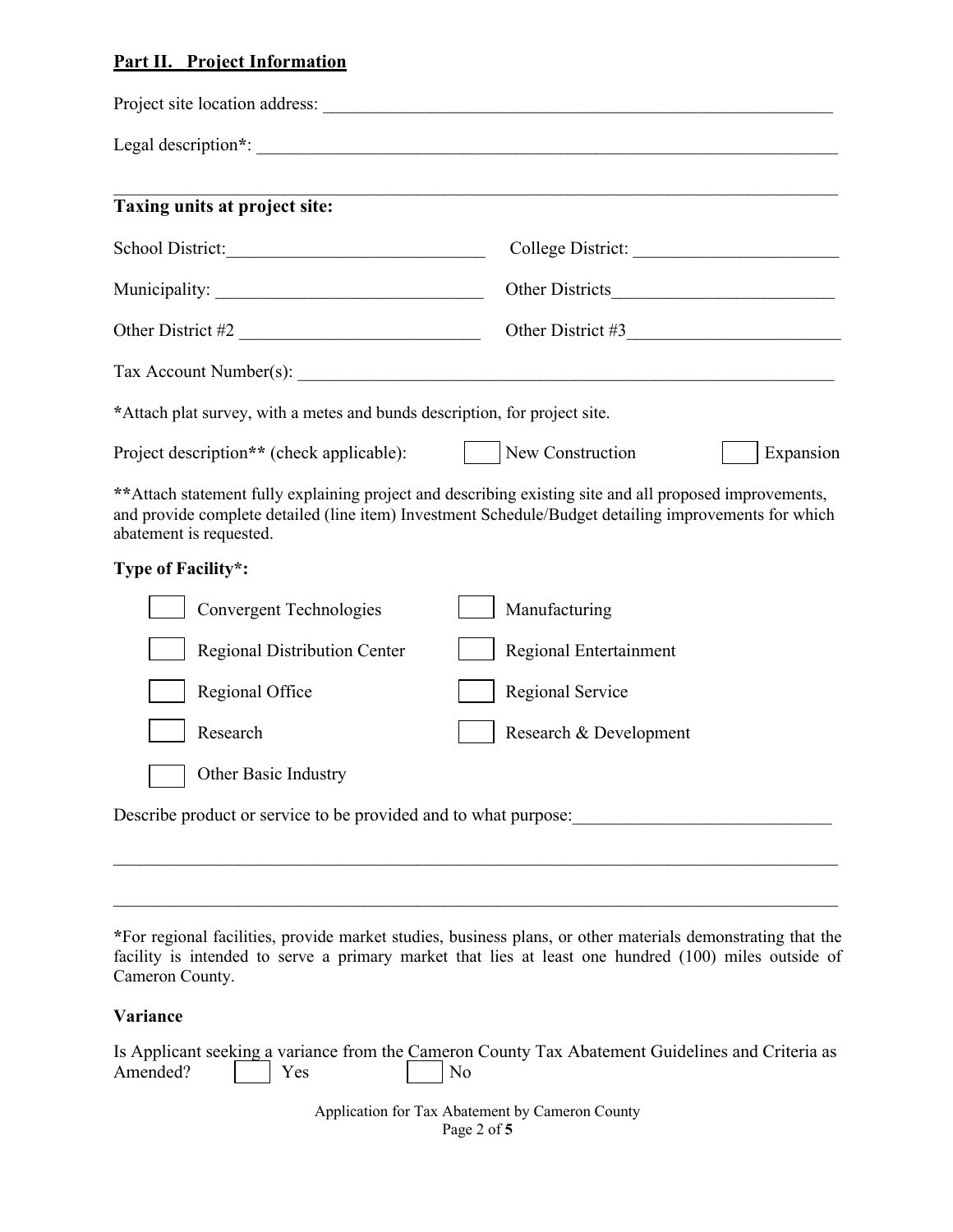## Part II. Project Information

Project site location address: ____________________________________________________________

Legal description*: ________________________________________________________________

____________________________________________________________________________________

### Taxing units at project site:

School District: ____________________________ College District: ______________________

Municipality: ______________________________ Other Districts________________________

Other District #2 ___________________________ Other District #3________________________

Tax Account Number(s): ______________________________________________________________

*Attach plat survey, with a metes and bunds description, for project site.

Project description** (check applicable): ☐ New Construction ☐ Expansion

**Attach statement fully explaining project and describing existing site and all proposed improvements, and provide complete detailed (line item) Investment Schedule/Budget detailing improvements for which abatement is requested.

**Type of Facility*:**

- ☐ Convergent Technologies
- ☐ Manufacturing
- ☐ Regional Distribution Center
- ☐ Regional Entertainment
- ☐ Regional Office
- ☐ Regional Service
- ☐ Research
- ☐ Research & Development
- ☐ Other Basic Industry

Describe product or service to be provided and to what purpose:____________________________

____________________________________________________________________________________

____________________________________________________________________________________

*For regional facilities, provide market studies, business plans, or other materials demonstrating that the facility is intended to serve a primary market that lies at least one hundred (100) miles outside of Cameron County.

**Variance**

Is Applicant seeking a variance from the Cameron County Tax Abatement Guidelines and Criteria as Amended? ☐ Yes ☐ No

Application for Tax Abatement by Cameron County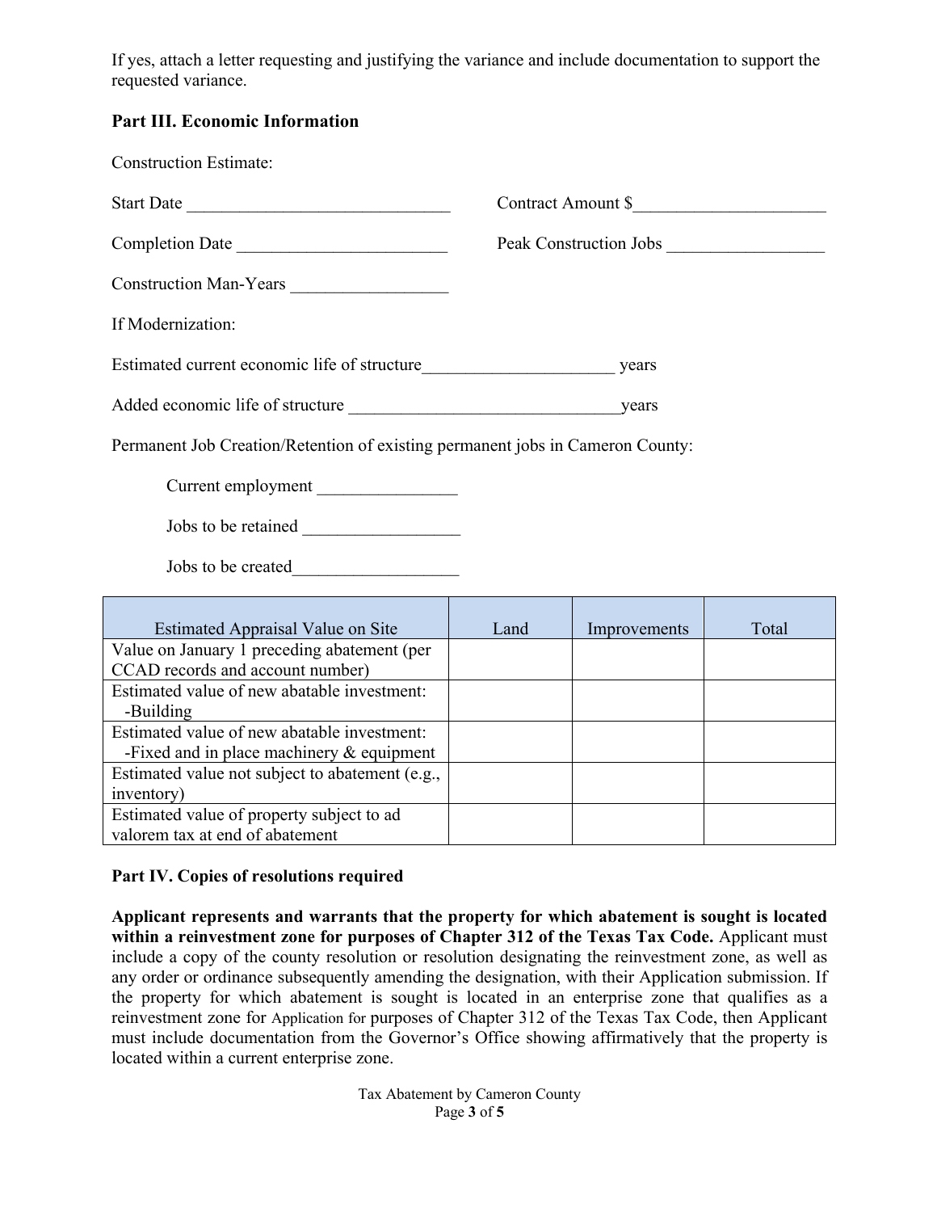If yes, attach a letter requesting and justifying the variance and include documentation to support the requested variance.

**Part III. Economic Information**

Construction Estimate:

Start Date ______________________________ Contract Amount $______________________

Completion Date ________________________ Peak Construction Jobs __________________

Construction Man-Years __________________

If Modernization:

Estimated current economic life of structure______________________ years

Added economic life of structure ________________________________years

Permanent Job Creation/Retention of existing permanent jobs in Cameron County:

Current employment ________________

Jobs to be retained __________________

Jobs to be created___________________

| Estimated Appraisal Value on Site | Land | Improvements | Total |
|---|---|---|---|
| Value on January 1 preceding abatement (per CCAD records and account number) | | | |
| Estimated value of new abatable investment: -Building | | | |
| Estimated value of new abatable investment: -Fixed and in place machinery & equipment | | | |
| Estimated value not subject to abatement (e.g., inventory) | | | |
| Estimated value of property subject to ad valorem tax at end of abatement | | | |

**Part IV. Copies of resolutions required**

**Applicant represents and warrants that the property for which abatement is sought is located within a reinvestment zone for purposes of Chapter 312 of the Texas Tax Code.** Applicant must include a copy of the county resolution or resolution designating the reinvestment zone, as well as any order or ordinance subsequently amending the designation, with their Application submission. If the property for which abatement is sought is located in an enterprise zone that qualifies as a reinvestment zone for Application for purposes of Chapter 312 of the Texas Tax Code, then Applicant must include documentation from the Governor's Office showing affirmatively that the property is located within a current enterprise zone.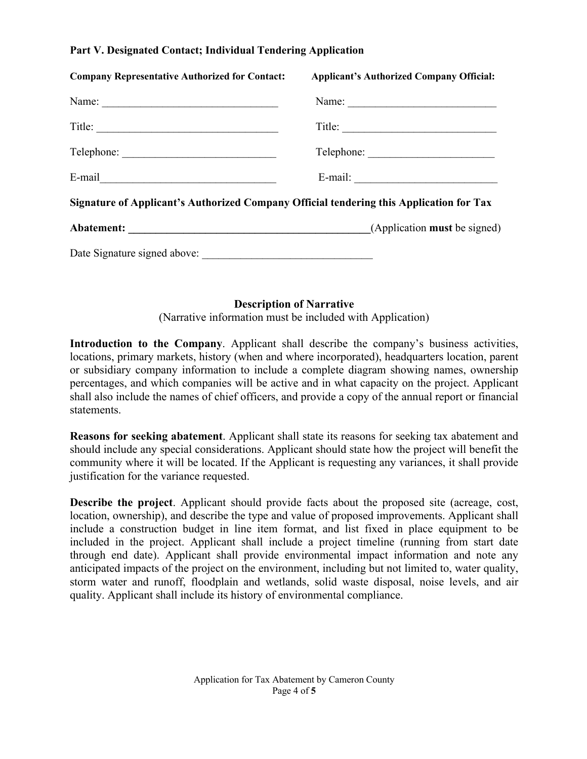**Part V. Designated Contact; Individual Tendering Application**

| **Company Representative Authorized for Contact:** | **Applicant's Authorized Company Official:** |
|---|---|
| Name: ______________________________ | Name: __________________________ |
| Title: _______________________________ | Title: ___________________________ |
| Telephone: __________________________ | Telephone: ______________________ |
| E-mail______________________________ | E-mail: _________________________ |

**Signature of Applicant's Authorized Company Official tendering this Application for Tax Abatement: ____________________________________________**(Application **must** be signed)

Date Signature signed above: ______________________________

## Description of Narrative

(Narrative information must be included with Application)

**Introduction to the Company**. Applicant shall describe the company's business activities, locations, primary markets, history (when and where incorporated), headquarters location, parent or subsidiary company information to include a complete diagram showing names, ownership percentages, and which companies will be active and in what capacity on the project. Applicant shall also include the names of chief officers, and provide a copy of the annual report or financial statements.

**Reasons for seeking abatement**. Applicant shall state its reasons for seeking tax abatement and should include any special considerations. Applicant should state how the project will benefit the community where it will be located. If the Applicant is requesting any variances, it shall provide justification for the variance requested.

**Describe the project**. Applicant should provide facts about the proposed site (acreage, cost, location, ownership), and describe the type and value of proposed improvements. Applicant shall include a construction budget in line item format, and list fixed in place equipment to be included in the project. Applicant shall include a project timeline (running from start date through end date). Applicant shall provide environmental impact information and note any anticipated impacts of the project on the environment, including but not limited to, water quality, storm water and runoff, floodplain and wetlands, solid waste disposal, noise levels, and air quality. Applicant shall include its history of environmental compliance.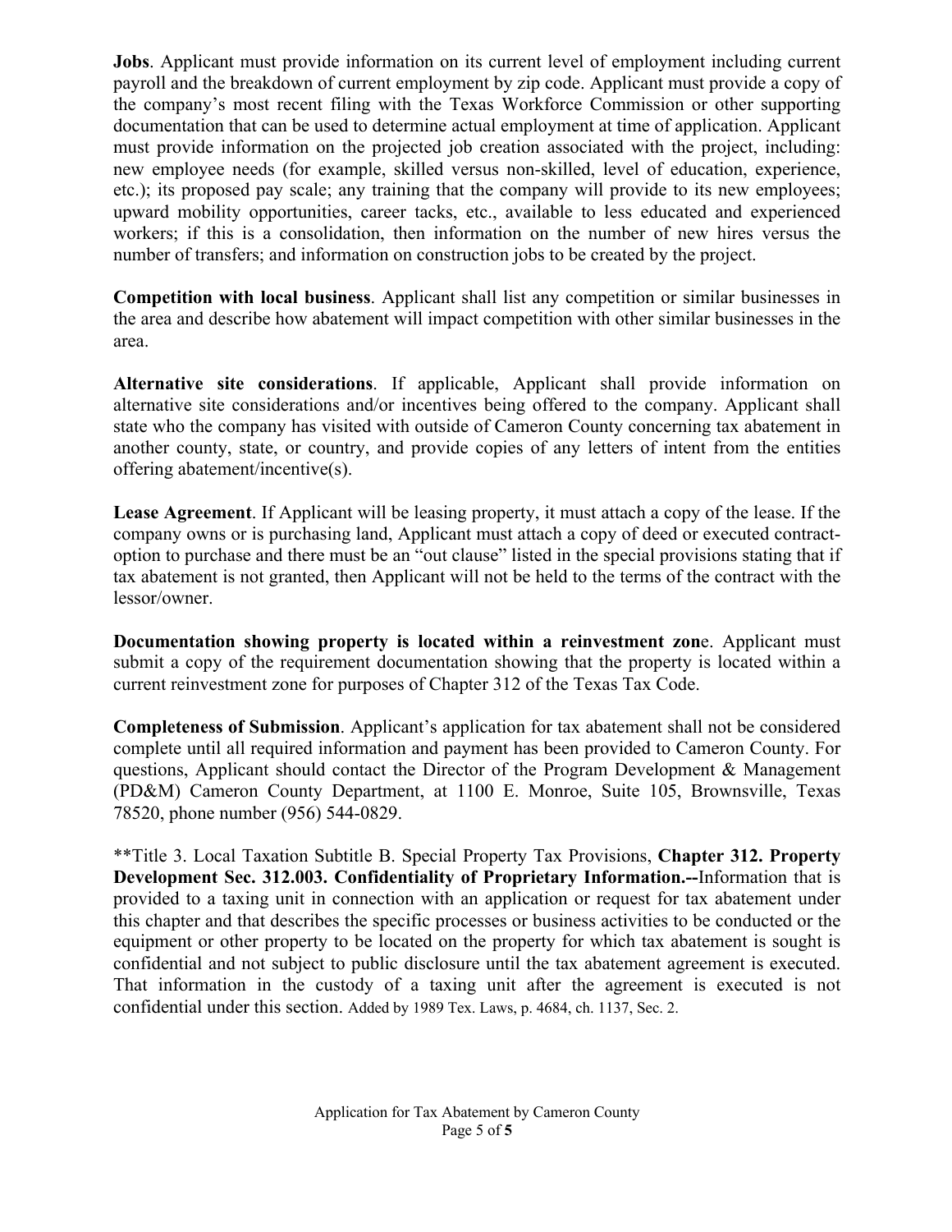**Jobs**. Applicant must provide information on its current level of employment including current payroll and the breakdown of current employment by zip code. Applicant must provide a copy of the company's most recent filing with the Texas Workforce Commission or other supporting documentation that can be used to determine actual employment at time of application. Applicant must provide information on the projected job creation associated with the project, including: new employee needs (for example, skilled versus non-skilled, level of education, experience, etc.); its proposed pay scale; any training that the company will provide to its new employees; upward mobility opportunities, career tacks, etc., available to less educated and experienced workers; if this is a consolidation, then information on the number of new hires versus the number of transfers; and information on construction jobs to be created by the project.

**Competition with local business**. Applicant shall list any competition or similar businesses in the area and describe how abatement will impact competition with other similar businesses in the area.

**Alternative site considerations**. If applicable, Applicant shall provide information on alternative site considerations and/or incentives being offered to the company. Applicant shall state who the company has visited with outside of Cameron County concerning tax abatement in another county, state, or country, and provide copies of any letters of intent from the entities offering abatement/incentive(s).

**Lease Agreement**. If Applicant will be leasing property, it must attach a copy of the lease. If the company owns or is purchasing land, Applicant must attach a copy of deed or executed contract-option to purchase and there must be an "out clause" listed in the special provisions stating that if tax abatement is not granted, then Applicant will not be held to the terms of the contract with the lessor/owner.

**Documentation showing property is located within a reinvestment zon**e. Applicant must submit a copy of the requirement documentation showing that the property is located within a current reinvestment zone for purposes of Chapter 312 of the Texas Tax Code.

**Completeness of Submission**. Applicant's application for tax abatement shall not be considered complete until all required information and payment has been provided to Cameron County. For questions, Applicant should contact the Director of the Program Development & Management (PD&M) Cameron County Department, at 1100 E. Monroe, Suite 105, Brownsville, Texas 78520, phone number (956) 544-0829.

**Title 3. Local Taxation Subtitle B. Special Property Tax Provisions, **Chapter 312. Property Development Sec. 312.003. Confidentiality of Proprietary Information.--**Information that is provided to a taxing unit in connection with an application or request for tax abatement under this chapter and that describes the specific processes or business activities to be conducted or the equipment or other property to be located on the property for which tax abatement is sought is confidential and not subject to public disclosure until the tax abatement agreement is executed. That information in the custody of a taxing unit after the agreement is executed is not confidential under this section. Added by 1989 Tex. Laws, p. 4684, ch. 1137, Sec. 2.